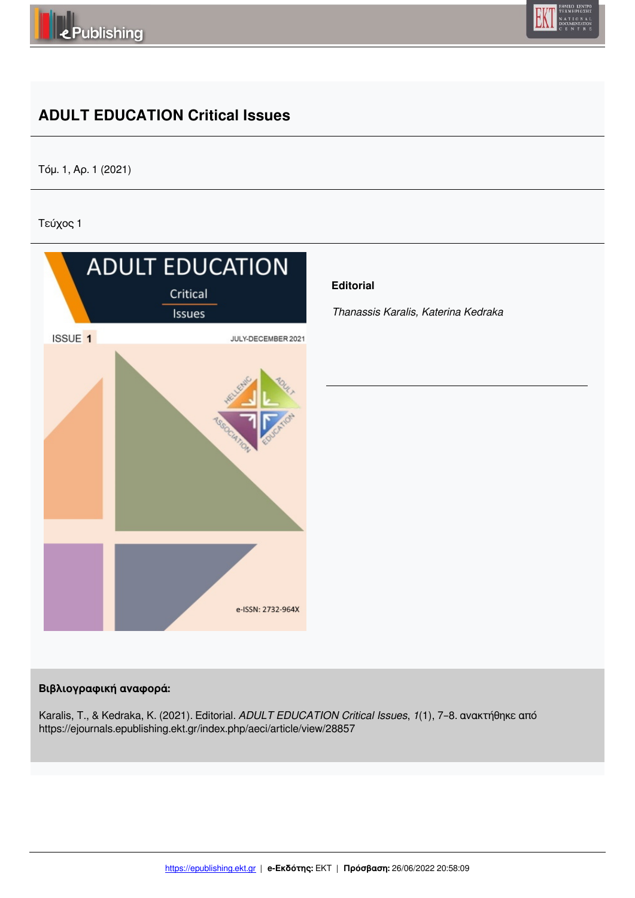# ADULT EDUCATION Critical Issues

Τόμ. 1, Αρ. 1 (2021)

Τεύχος 1

**Editorial**

*Thanassis Karalis, Katerina Kedraka*

**Βιβλιογραφική αναφορά:**

Karalis, T., & Kedraka, K. (2021). Editorial. *ADULT EDUCATION Critical Issues*, *1*(1), 7–8. ανακτήθηκε από https://ejournals.epublishing.ekt.gr/index.php/aeci/article/view/28857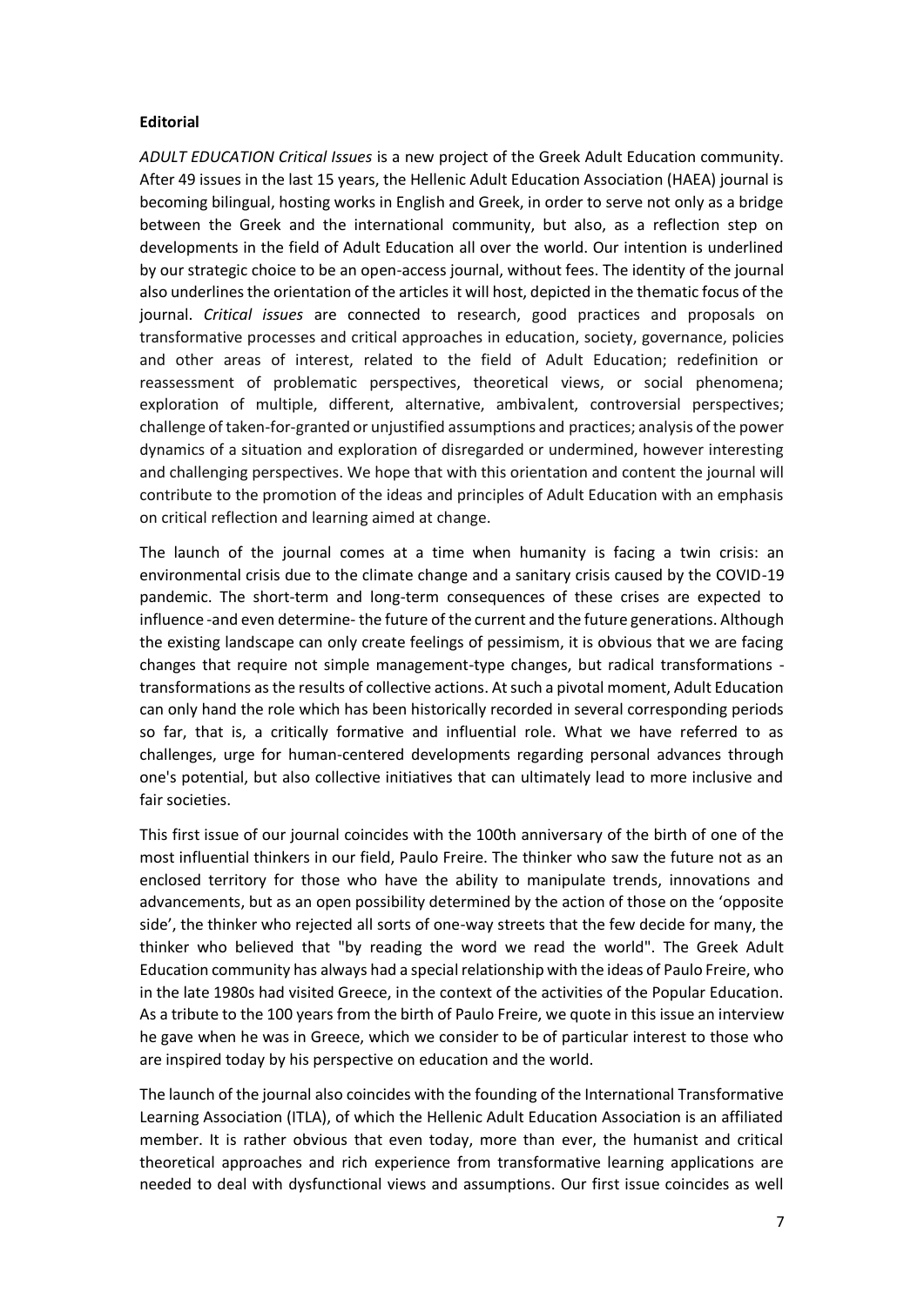**Editorial**

*ADULT EDUCATION Critical Issues* is a new project of the Greek Adult Education community. After 49 issues in the last 15 years, the Hellenic Adult Education Association (HAEA) journal is becoming bilingual, hosting works in English and Greek, in order to serve not only as a bridge between the Greek and the international community, but also, as a reflection step on developments in the field of Adult Education all over the world. Our intention is underlined by our strategic choice to be an open-access journal, without fees. The identity of the journal also underlines the orientation of the articles it will host, depicted in the thematic focus of the journal. *Critical issues* are connected to research, good practices and proposals on transformative processes and critical approaches in education, society, governance, policies and other areas of interest, related to the field of Adult Education; redefinition or reassessment of problematic perspectives, theoretical views, or social phenomena; exploration of multiple, different, alternative, ambivalent, controversial perspectives; challenge of taken-for-granted or unjustified assumptions and practices; analysis of the power dynamics of a situation and exploration of disregarded or undermined, however interesting and challenging perspectives. We hope that with this orientation and content the journal will contribute to the promotion of the ideas and principles of Adult Education with an emphasis on critical reflection and learning aimed at change.

The launch of the journal comes at a time when humanity is facing a twin crisis: an environmental crisis due to the climate change and a sanitary crisis caused by the COVID-19 pandemic. The short-term and long-term consequences of these crises are expected to influence -and even determine- the future of the current and the future generations. Although the existing landscape can only create feelings of pessimism, it is obvious that we are facing changes that require not simple management-type changes, but radical transformations - transformations as the results of collective actions. At such a pivotal moment, Adult Education can only hand the role which has been historically recorded in several corresponding periods so far, that is, a critically formative and influential role. What we have referred to as challenges, urge for human-centered developments regarding personal advances through one's potential, but also collective initiatives that can ultimately lead to more inclusive and fair societies.

This first issue of our journal coincides with the 100th anniversary of the birth of one of the most influential thinkers in our field, Paulo Freire. The thinker who saw the future not as an enclosed territory for those who have the ability to manipulate trends, innovations and advancements, but as an open possibility determined by the action of those on the 'opposite side', the thinker who rejected all sorts of one-way streets that the few decide for many, the thinker who believed that "by reading the word we read the world". The Greek Adult Education community has always had a special relationship with the ideas of Paulo Freire, who in the late 1980s had visited Greece, in the context of the activities of the Popular Education. As a tribute to the 100 years from the birth of Paulo Freire, we quote in this issue an interview he gave when he was in Greece, which we consider to be of particular interest to those who are inspired today by his perspective on education and the world.

The launch of the journal also coincides with the founding of the International Transformative Learning Association (ITLA), of which the Hellenic Adult Education Association is an affiliated member. It is rather obvious that even today, more than ever, the humanist and critical theoretical approaches and rich experience from transformative learning applications are needed to deal with dysfunctional views and assumptions. Our first issue coincides as well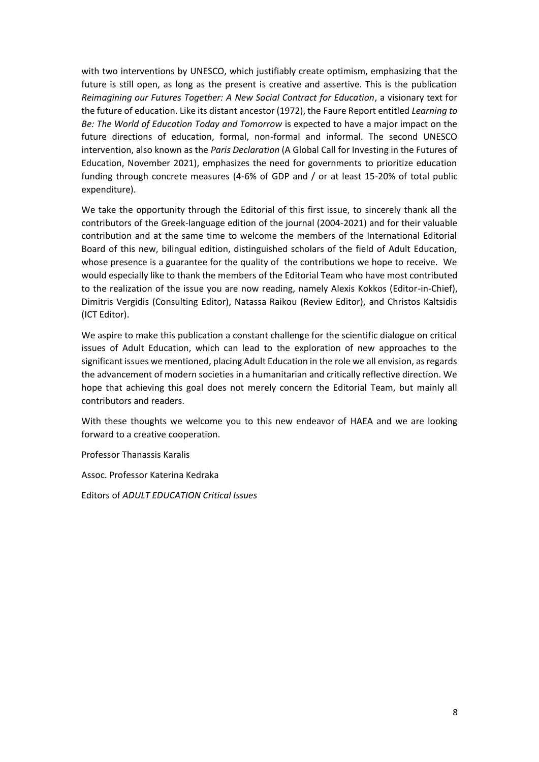with two interventions by UNESCO, which justifiably create optimism, emphasizing that the future is still open, as long as the present is creative and assertive. This is the publication *Reimagining our Futures Together: A New Social Contract for Education*, a visionary text for the future of education. Like its distant ancestor (1972), the Faure Report entitled *Learning to Be: The World of Education Today and Tomorrow* is expected to have a major impact on the future directions of education, formal, non-formal and informal. The second UNESCO intervention, also known as the *Paris Declaration* (A Global Call for Investing in the Futures of Education, November 2021), emphasizes the need for governments to prioritize education funding through concrete measures (4-6% of GDP and / or at least 15-20% of total public expenditure).

We take the opportunity through the Editorial of this first issue, to sincerely thank all the contributors of the Greek-language edition of the journal (2004-2021) and for their valuable contribution and at the same time to welcome the members of the International Editorial Board of this new, bilingual edition, distinguished scholars of the field of Adult Education, whose presence is a guarantee for the quality of the contributions we hope to receive. We would especially like to thank the members of the Editorial Team who have most contributed to the realization of the issue you are now reading, namely Alexis Kokkos (Editor-in-Chief), Dimitris Vergidis (Consulting Editor), Natassa Raikou (Review Editor), and Christos Kaltsidis (ICT Editor).

We aspire to make this publication a constant challenge for the scientific dialogue on critical issues of Adult Education, which can lead to the exploration of new approaches to the significant issues we mentioned, placing Adult Education in the role we all envision, as regards the advancement of modern societies in a humanitarian and critically reflective direction. We hope that achieving this goal does not merely concern the Editorial Team, but mainly all contributors and readers.

With these thoughts we welcome you to this new endeavor of HAEA and we are looking forward to a creative cooperation.

Professor Thanassis Karalis

Assoc. Professor Katerina Kedraka

Editors of *ADULT EDUCATION Critical Issues*